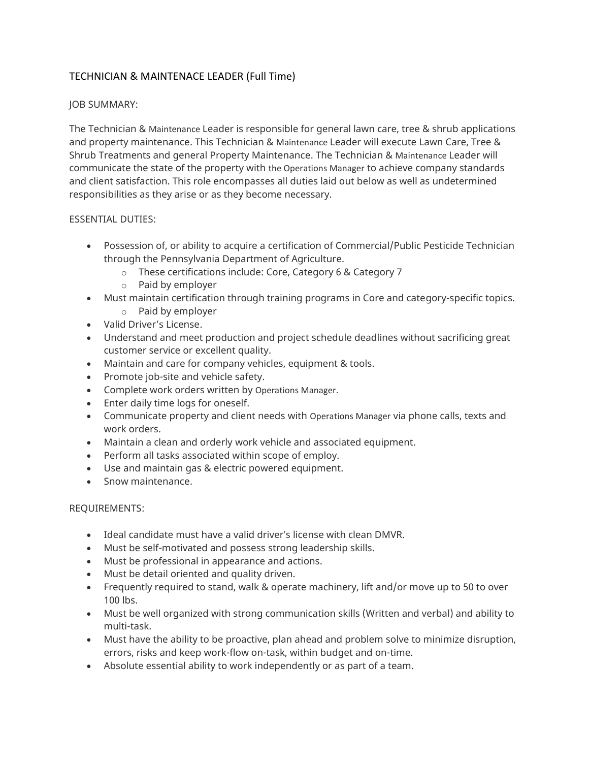# TECHNICIAN & MAINTENACE LEADER (Full Time)

## JOB SUMMARY:

The Technician & Maintenance Leader is responsible for general lawn care, tree & shrub applications and property maintenance. This Technician & Maintenance Leader will execute Lawn Care, Tree & Shrub Treatments and general Property Maintenance. The Technician & Maintenance Leader will communicate the state of the property with the Operations Manager to achieve company standards and client satisfaction. This role encompasses all duties laid out below as well as undetermined responsibilities as they arise or as they become necessary.

## ESSENTIAL DUTIES:

- Possession of, or ability to acquire a certification of Commercial/Public Pesticide Technician through the Pennsylvania Department of Agriculture.
  - These certifications include: Core, Category 6 & Category 7
  - Paid by employer
- Must maintain certification through training programs in Core and category-specific topics.
  - Paid by employer
- Valid Driver's License.
- Understand and meet production and project schedule deadlines without sacrificing great customer service or excellent quality.
- Maintain and care for company vehicles, equipment & tools.
- Promote job-site and vehicle safety.
- Complete work orders written by Operations Manager.
- Enter daily time logs for oneself.
- Communicate property and client needs with Operations Manager via phone calls, texts and work orders.
- Maintain a clean and orderly work vehicle and associated equipment.
- Perform all tasks associated within scope of employ.
- Use and maintain gas & electric powered equipment.
- Snow maintenance.

## REQUIREMENTS:

- Ideal candidate must have a valid driver's license with clean DMVR.
- Must be self-motivated and possess strong leadership skills.
- Must be professional in appearance and actions.
- Must be detail oriented and quality driven.
- Frequently required to stand, walk & operate machinery, lift and/or move up to 50 to over 100 lbs.
- Must be well organized with strong communication skills (Written and verbal) and ability to multi-task.
- Must have the ability to be proactive, plan ahead and problem solve to minimize disruption, errors, risks and keep work-flow on-task, within budget and on-time.
- Absolute essential ability to work independently or as part of a team.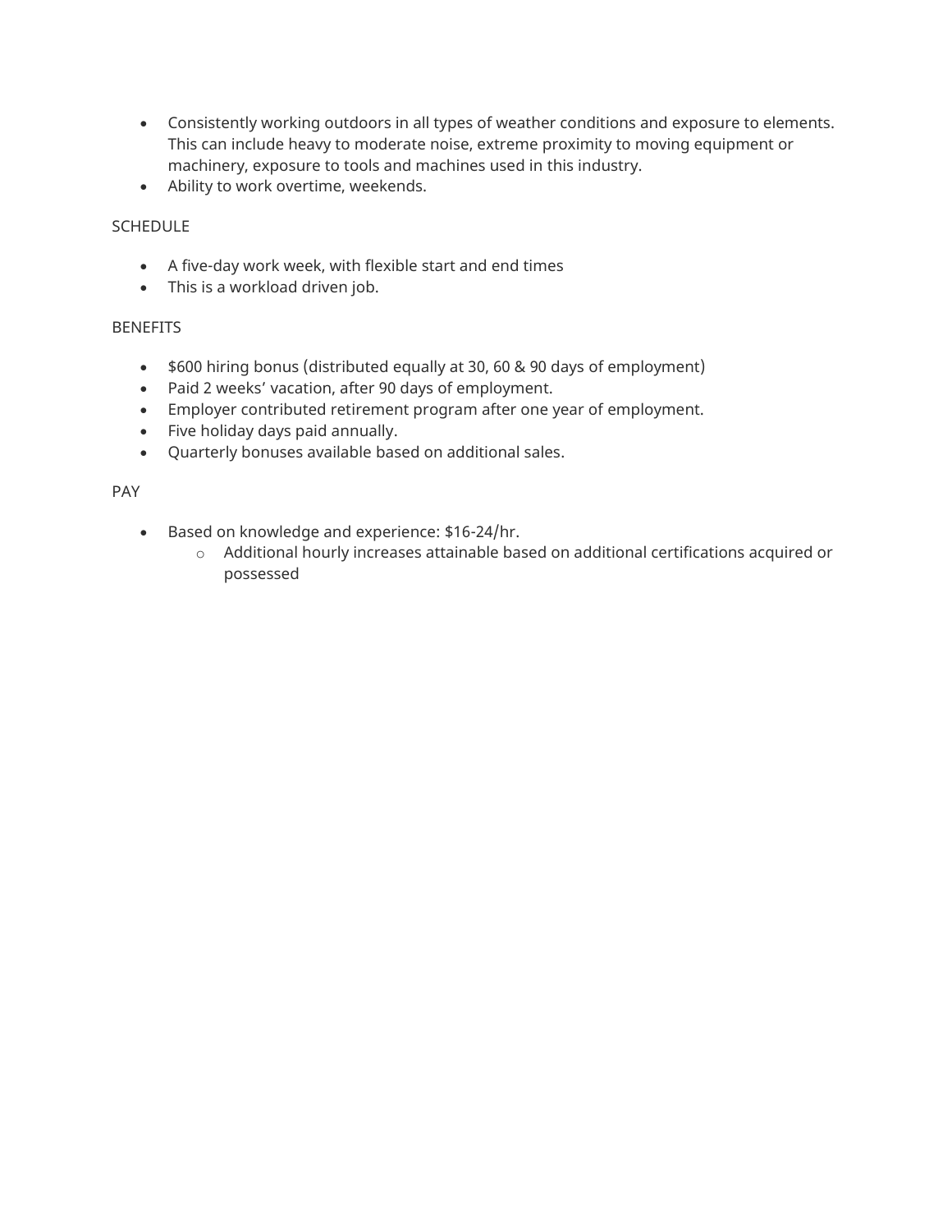- Consistently working outdoors in all types of weather conditions and exposure to elements. This can include heavy to moderate noise, extreme proximity to moving equipment or machinery, exposure to tools and machines used in this industry.
- Ability to work overtime, weekends.

SCHEDULE

- A five-day work week, with flexible start and end times
- This is a workload driven job.

BENEFITS

- $600 hiring bonus (distributed equally at 30, 60 & 90 days of employment)
- Paid 2 weeks' vacation, after 90 days of employment.
- Employer contributed retirement program after one year of employment.
- Five holiday days paid annually.
- Quarterly bonuses available based on additional sales.

PAY

- Based on knowledge and experience: $16-24/hr.
  - Additional hourly increases attainable based on additional certifications acquired or possessed